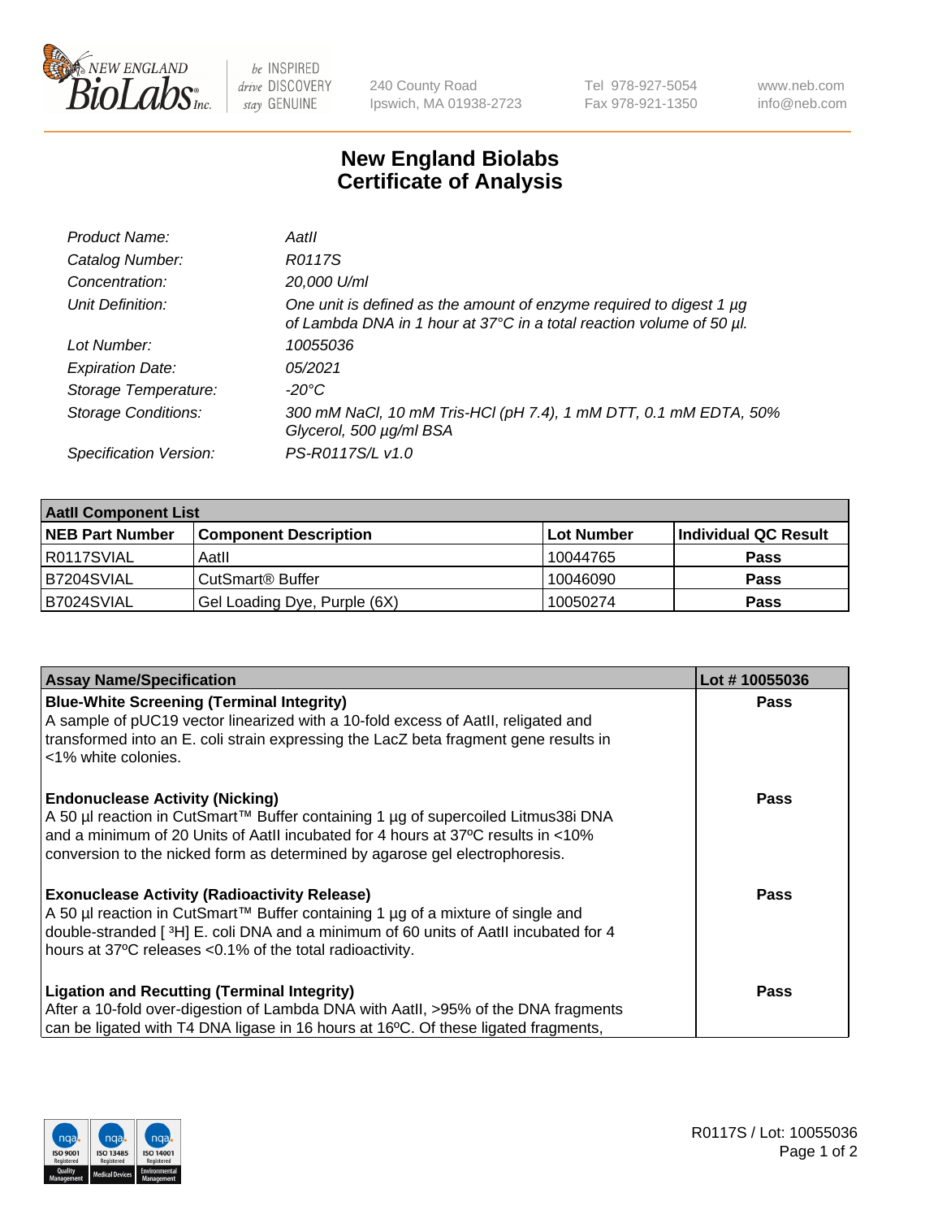New England BioLabs Inc. — be INSPIRED drive DISCOVERY stay GENUINE

240 County Road
Ipswich, MA 01938-2723

Tel 978-927-5054
Fax 978-921-1350

www.neb.com
info@neb.com

# New England Biolabs
# Certificate of Analysis

| | |
|---|---|
| *Product Name:* | *AatII* |
| *Catalog Number:* | *R0117S* |
| *Concentration:* | *20,000 U/ml* |
| *Unit Definition:* | *One unit is defined as the amount of enzyme required to digest 1 µg of Lambda DNA in 1 hour at 37°C in a total reaction volume of 50 µl.* |
| *Lot Number:* | *10055036* |
| *Expiration Date:* | *05/2021* |
| *Storage Temperature:* | *-20°C* |
| *Storage Conditions:* | *300 mM NaCl, 10 mM Tris-HCl (pH 7.4), 1 mM DTT, 0.1 mM EDTA, 50% Glycerol, 500 µg/ml BSA* |
| *Specification Version:* | *PS-R0117S/L v1.0* |

| **AatII Component List** | | | |
|---|---|---|---|
| **NEB Part Number** | **Component Description** | **Lot Number** | **Individual QC Result** |
| R0117SVIAL | AatII | 10044765 | **Pass** |
| B7204SVIAL | CutSmart® Buffer | 10046090 | **Pass** |
| B7024SVIAL | Gel Loading Dye, Purple (6X) | 10050274 | **Pass** |

| **Assay Name/Specification** | **Lot # 10055036** |
|---|---|
| **Blue-White Screening (Terminal Integrity)**<br>A sample of pUC19 vector linearized with a 10-fold excess of AatII, religated and transformed into an E. coli strain expressing the LacZ beta fragment gene results in <1% white colonies. | **Pass** |
| **Endonuclease Activity (Nicking)**<br>A 50 µl reaction in CutSmart™ Buffer containing 1 µg of supercoiled Litmus38i DNA and a minimum of 20 Units of AatII incubated for 4 hours at 37ºC results in <10% conversion to the nicked form as determined by agarose gel electrophoresis. | **Pass** |
| **Exonuclease Activity (Radioactivity Release)**<br>A 50 µl reaction in CutSmart™ Buffer containing 1 µg of a mixture of single and double-stranded [ $^3$H] E. coli DNA and a minimum of 60 units of AatII incubated for 4 hours at 37ºC releases <0.1% of the total radioactivity. | **Pass** |
| **Ligation and Recutting (Terminal Integrity)**<br>After a 10-fold over-digestion of Lambda DNA with AatII, >95% of the DNA fragments can be ligated with T4 DNA ligase in 16 hours at 16ºC. Of these ligated fragments, | **Pass** |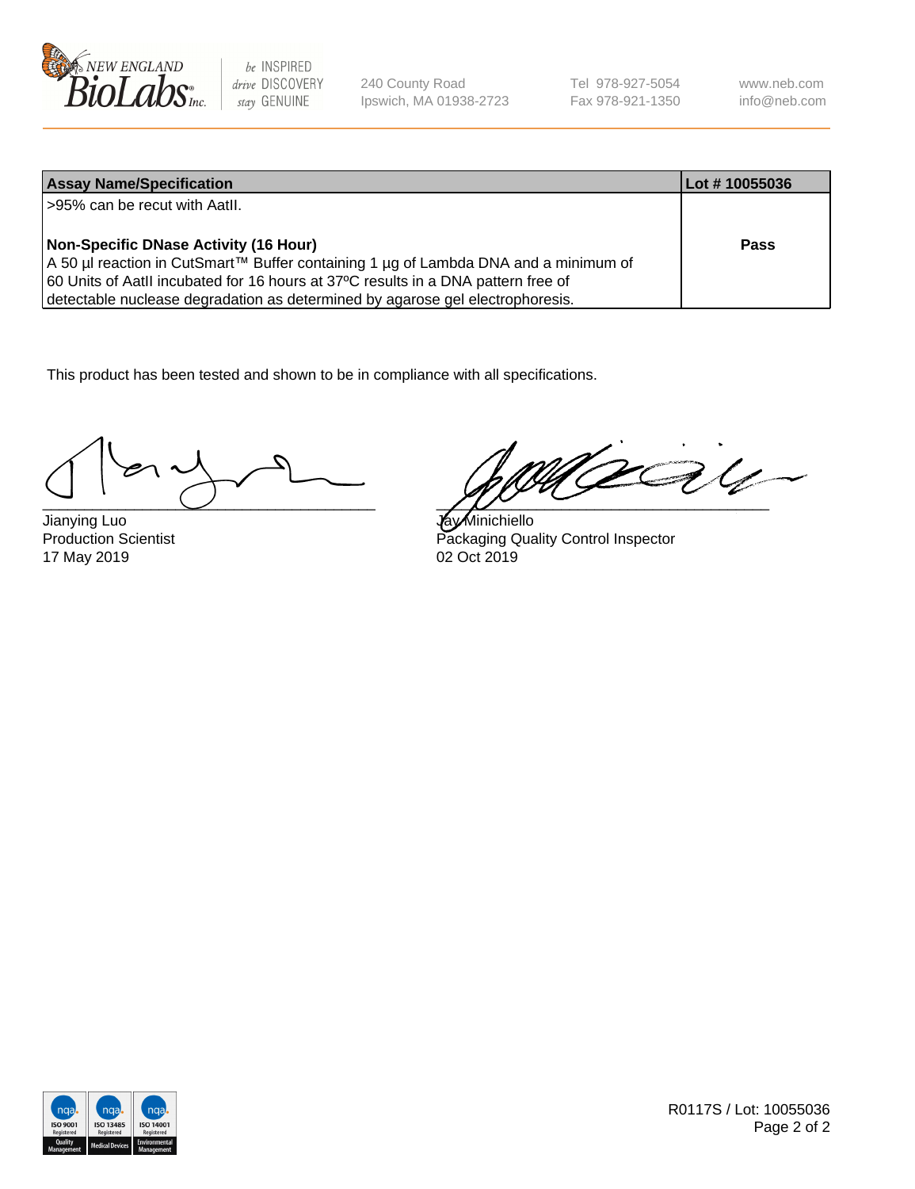| Assay Name/Specification | Lot # 10055036 |
|---|---|
| >95% can be recut with AatII. | |
| **Non-Specific DNase Activity (16 Hour)**<br>A 50 µl reaction in CutSmart™ Buffer containing 1 µg of Lambda DNA and a minimum of 60 Units of AatII incubated for 16 hours at 37ºC results in a DNA pattern free of detectable nuclease degradation as determined by agarose gel electrophoresis. | **Pass** |

This product has been tested and shown to be in compliance with all specifications.

Jianying Luo
Production Scientist
17 May 2019

Jay Minichiello
Packaging Quality Control Inspector
02 Oct 2019

R0117S / Lot: 10055036